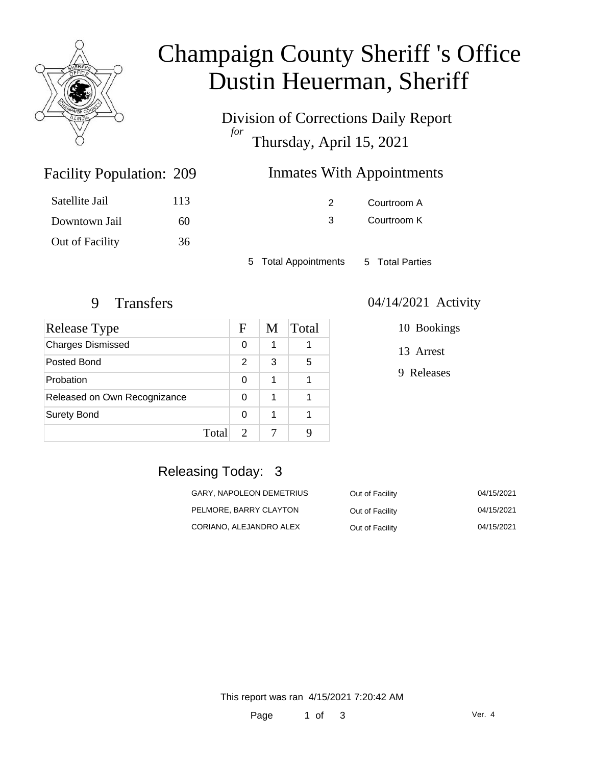# Champaign County Sheriff 's Office
# Dustin Heuerman, Sheriff

## Division of Corrections Daily Report
*for*
## Thursday, April 15, 2021

### Facility Population: 209

| | |
|---|---|
| Satellite Jail | 113 |
| Downtown Jail | 60 |
| Out of Facility | 36 |

### Inmates With Appointments

| | |
|---|---|
| 2 | Courtroom A |
| 3 | Courtroom K |

5 Total Appointments 5 Total Parties

### 9 Transfers

| Release Type | F | M | Total |
|---|---|---|---|
| Charges Dismissed | 0 | 1 | 1 |
| Posted Bond | 2 | 3 | 5 |
| Probation | 0 | 1 | 1 |
| Released on Own Recognizance | 0 | 1 | 1 |
| Surety Bond | 0 | 1 | 1 |
| Total | 2 | 7 | 9 |

### 04/14/2021 Activity

10 Bookings

13 Arrest

9 Releases

### Releasing Today: 3

| | | |
|---|---|---|
| GARY, NAPOLEON DEMETRIUS | Out of Facility | 04/15/2021 |
| PELMORE, BARRY CLAYTON | Out of Facility | 04/15/2021 |
| CORIANO, ALEJANDRO ALEX | Out of Facility | 04/15/2021 |

This report was ran 4/15/2021 7:20:42 AM

Ver. 4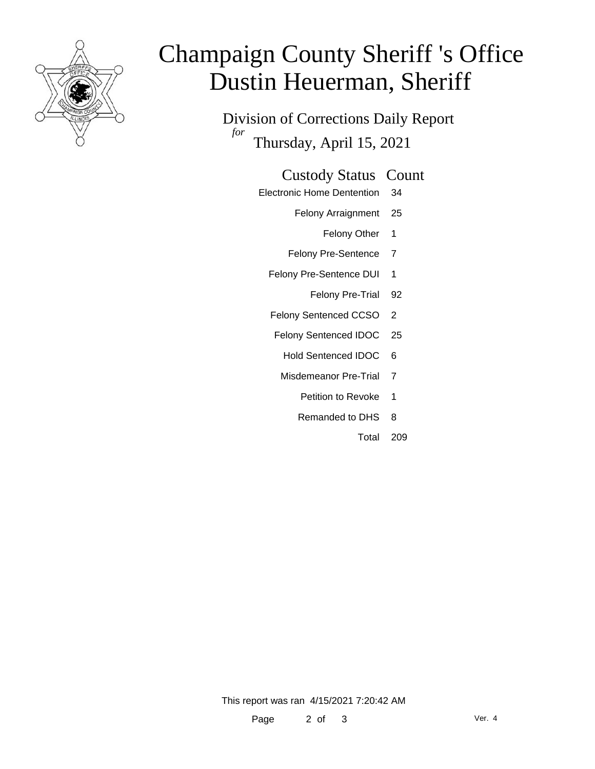# Champaign County Sheriff 's Office
# Dustin Heuerman, Sheriff

## Division of Corrections Daily Report

*for*

Thursday, April 15, 2021

| Custody Status | Count |
|---|---|
| Electronic Home Dentention | 34 |
| Felony Arraignment | 25 |
| Felony Other | 1 |
| Felony Pre-Sentence | 7 |
| Felony Pre-Sentence DUI | 1 |
| Felony Pre-Trial | 92 |
| Felony Sentenced CCSO | 2 |
| Felony Sentenced IDOC | 25 |
| Hold Sentenced IDOC | 6 |
| Misdemeanor Pre-Trial | 7 |
| Petition to Revoke | 1 |
| Remanded to DHS | 8 |
| Total | 209 |

This report was ran 4/15/2021 7:20:42 AM

Ver. 4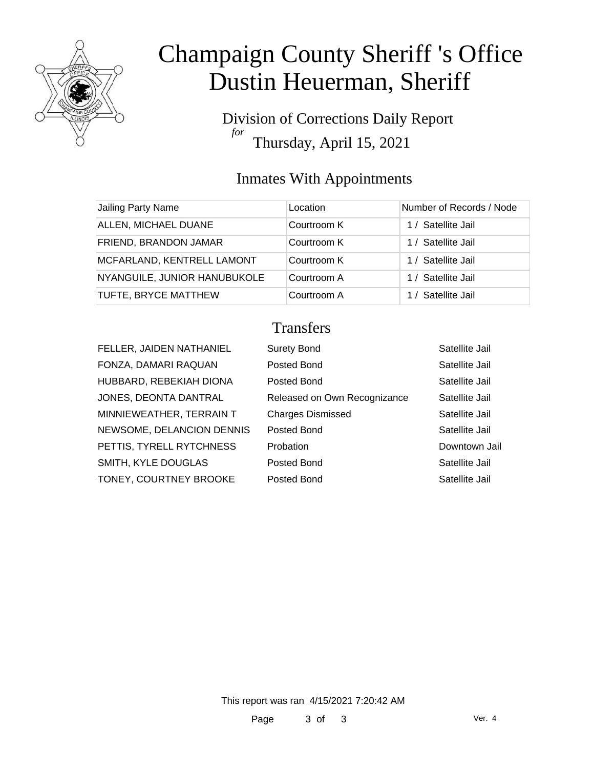# Champaign County Sheriff 's Office
# Dustin Heuerman, Sheriff

Division of Corrections Daily Report
*for*
Thursday, April 15, 2021

## Inmates With Appointments

| Jailing Party Name | Location | Number of Records / Node |
|---|---|---|
| ALLEN, MICHAEL DUANE | Courtroom K | 1 / Satellite Jail |
| FRIEND, BRANDON JAMAR | Courtroom K | 1 / Satellite Jail |
| MCFARLAND, KENTRELL LAMONT | Courtroom K | 1 / Satellite Jail |
| NYANGUILE, JUNIOR HANUBUKOLE | Courtroom A | 1 / Satellite Jail |
| TUFTE, BRYCE MATTHEW | Courtroom A | 1 / Satellite Jail |

## Transfers

| | | |
|---|---|---|
| FELLER, JAIDEN NATHANIEL | Surety Bond | Satellite Jail |
| FONZA, DAMARI RAQUAN | Posted Bond | Satellite Jail |
| HUBBARD, REBEKIAH DIONA | Posted Bond | Satellite Jail |
| JONES, DEONTA DANTRAL | Released on Own Recognizance | Satellite Jail |
| MINNIEWEATHER, TERRAIN T | Charges Dismissed | Satellite Jail |
| NEWSOME, DELANCION DENNIS | Posted Bond | Satellite Jail |
| PETTIS, TYRELL RYTCHNESS | Probation | Downtown Jail |
| SMITH, KYLE DOUGLAS | Posted Bond | Satellite Jail |
| TONEY, COURTNEY BROOKE | Posted Bond | Satellite Jail |

This report was ran 4/15/2021 7:20:42 AM

Ver. 4